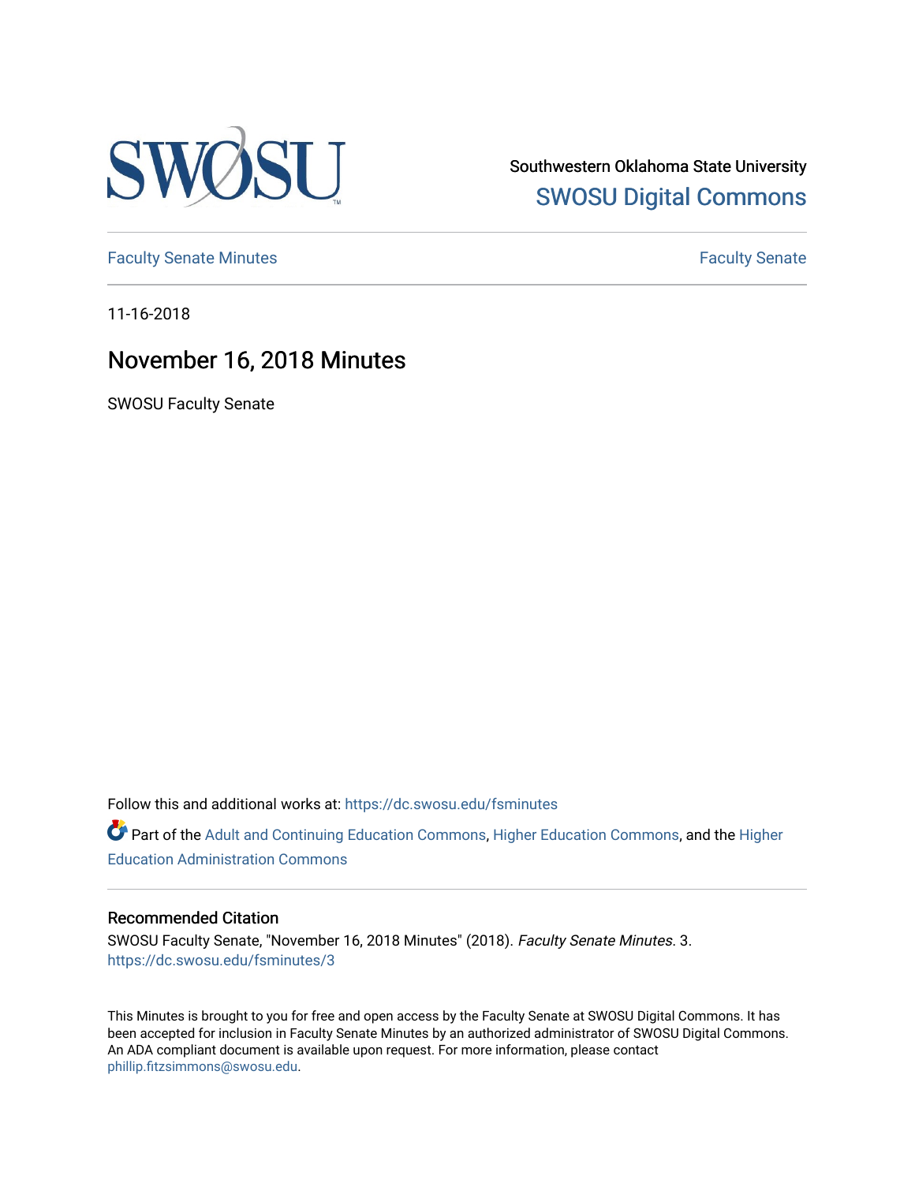Southwestern Oklahoma State University

SWOSU Digital Commons

Faculty Senate Minutes

Faculty Senate

11-16-2018

# November 16, 2018 Minutes

SWOSU Faculty Senate

Follow this and additional works at: https://dc.swosu.edu/fsminutes

Part of the Adult and Continuing Education Commons, Higher Education Commons, and the Higher Education Administration Commons

## Recommended Citation

SWOSU Faculty Senate, "November 16, 2018 Minutes" (2018). *Faculty Senate Minutes*. 3.
https://dc.swosu.edu/fsminutes/3

This Minutes is brought to you for free and open access by the Faculty Senate at SWOSU Digital Commons. It has been accepted for inclusion in Faculty Senate Minutes by an authorized administrator of SWOSU Digital Commons. An ADA compliant document is available upon request. For more information, please contact phillip.fitzsimmons@swosu.edu.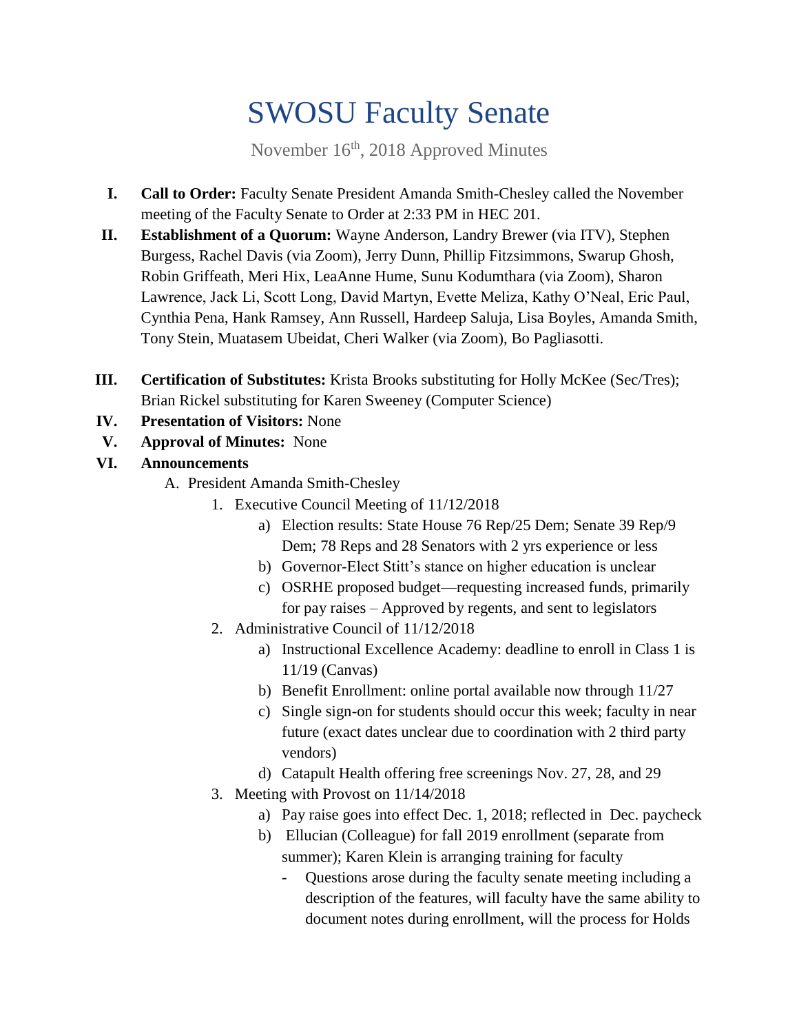# SWOSU Faculty Senate

November 16th, 2018 Approved Minutes

I. **Call to Order:** Faculty Senate President Amanda Smith-Chesley called the November meeting of the Faculty Senate to Order at 2:33 PM in HEC 201.

II. **Establishment of a Quorum:** Wayne Anderson, Landry Brewer (via ITV), Stephen Burgess, Rachel Davis (via Zoom), Jerry Dunn, Phillip Fitzsimmons, Swarup Ghosh, Robin Griffeath, Meri Hix, LeaAnne Hume, Sunu Kodumthara (via Zoom), Sharon Lawrence, Jack Li, Scott Long, David Martyn, Evette Meliza, Kathy O'Neal, Eric Paul, Cynthia Pena, Hank Ramsey, Ann Russell, Hardeep Saluja, Lisa Boyles, Amanda Smith, Tony Stein, Muatasem Ubeidat, Cheri Walker (via Zoom), Bo Pagliasotti.

III. **Certification of Substitutes:** Krista Brooks substituting for Holly McKee (Sec/Tres); Brian Rickel substituting for Karen Sweeney (Computer Science)

IV. **Presentation of Visitors:** None

V. **Approval of Minutes:** None

VI. **Announcements**

   A. President Amanda Smith-Chesley

      1. Executive Council Meeting of 11/12/2018
         a) Election results: State House 76 Rep/25 Dem; Senate 39 Rep/9 Dem; 78 Reps and 28 Senators with 2 yrs experience or less
         b) Governor-Elect Stitt's stance on higher education is unclear
         c) OSRHE proposed budget—requesting increased funds, primarily for pay raises – Approved by regents, and sent to legislators

      2. Administrative Council of 11/12/2018
         a) Instructional Excellence Academy: deadline to enroll in Class 1 is 11/19 (Canvas)
         b) Benefit Enrollment: online portal available now through 11/27
         c) Single sign-on for students should occur this week; faculty in near future (exact dates unclear due to coordination with 2 third party vendors)
         d) Catapult Health offering free screenings Nov. 27, 28, and 29

      3. Meeting with Provost on 11/14/2018
         a) Pay raise goes into effect Dec. 1, 2018; reflected in Dec. paycheck
         b) Ellucian (Colleague) for fall 2019 enrollment (separate from summer); Karen Klein is arranging training for faculty
            - Questions arose during the faculty senate meeting including a description of the features, will faculty have the same ability to document notes during enrollment, will the process for Holds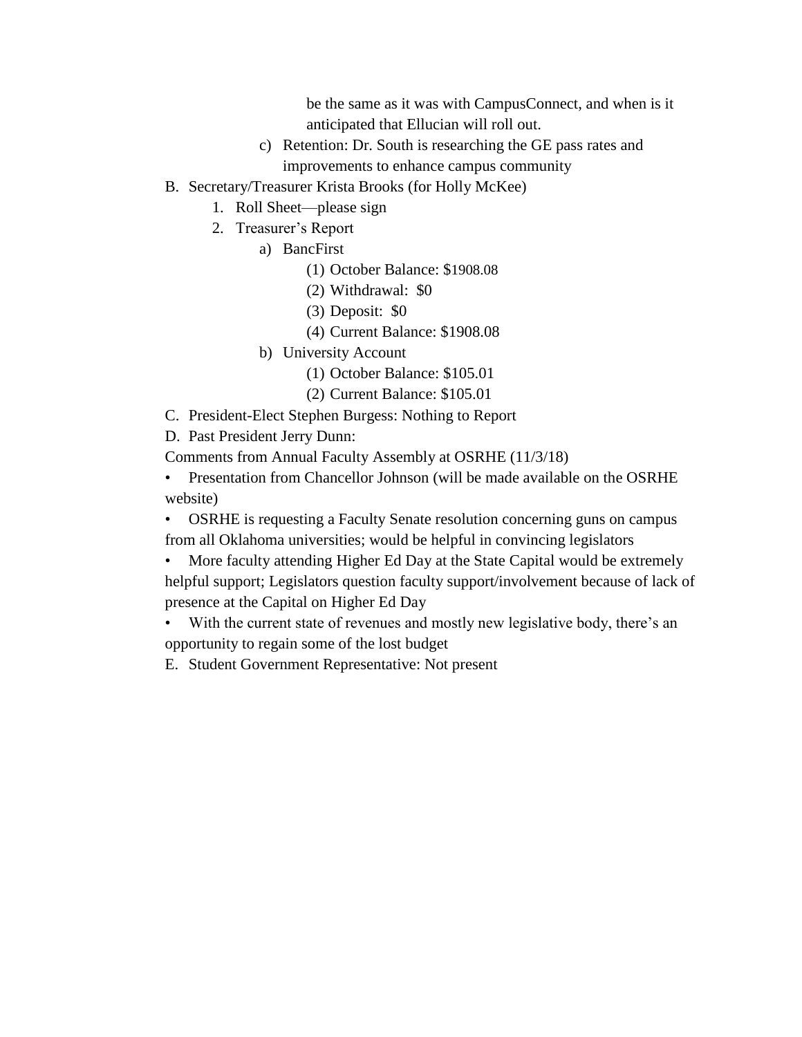be the same as it was with CampusConnect, and when is it anticipated that Ellucian will roll out.

c) Retention: Dr. South is researching the GE pass rates and improvements to enhance campus community

B. Secretary/Treasurer Krista Brooks (for Holly McKee)

1. Roll Sheet—please sign
2. Treasurer's Report
   a) BancFirst
      (1) October Balance: $1908.08
      (2) Withdrawal: $0
      (3) Deposit: $0
      (4) Current Balance: $1908.08
   b) University Account
      (1) October Balance: $105.01
      (2) Current Balance: $105.01

C. President-Elect Stephen Burgess: Nothing to Report

D. Past President Jerry Dunn:

Comments from Annual Faculty Assembly at OSRHE (11/3/18)

- Presentation from Chancellor Johnson (will be made available on the OSRHE website)
- OSRHE is requesting a Faculty Senate resolution concerning guns on campus from all Oklahoma universities; would be helpful in convincing legislators
- More faculty attending Higher Ed Day at the State Capital would be extremely helpful support; Legislators question faculty support/involvement because of lack of presence at the Capital on Higher Ed Day
- With the current state of revenues and mostly new legislative body, there's an opportunity to regain some of the lost budget

E. Student Government Representative: Not present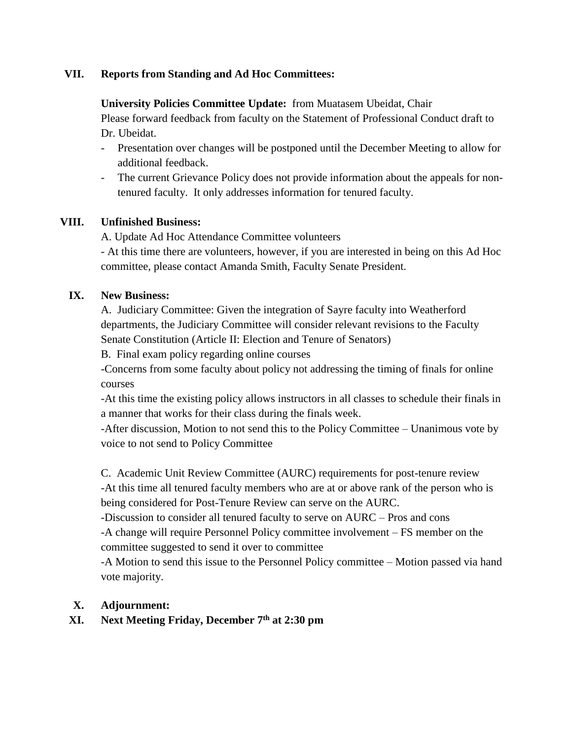## VII. Reports from Standing and Ad Hoc Committees:

**University Policies Committee Update:** from Muatasem Ubeidat, Chair

Please forward feedback from faculty on the Statement of Professional Conduct draft to Dr. Ubeidat.

- Presentation over changes will be postponed until the December Meeting to allow for additional feedback.
- The current Grievance Policy does not provide information about the appeals for non-tenured faculty. It only addresses information for tenured faculty.

## VIII. Unfinished Business:

A. Update Ad Hoc Attendance Committee volunteers

- At this time there are volunteers, however, if you are interested in being on this Ad Hoc committee, please contact Amanda Smith, Faculty Senate President.

## IX. New Business:

A. Judiciary Committee: Given the integration of Sayre faculty into Weatherford departments, the Judiciary Committee will consider relevant revisions to the Faculty Senate Constitution (Article II: Election and Tenure of Senators)

B. Final exam policy regarding online courses

-Concerns from some faculty about policy not addressing the timing of finals for online courses

-At this time the existing policy allows instructors in all classes to schedule their finals in a manner that works for their class during the finals week.

-After discussion, Motion to not send this to the Policy Committee – Unanimous vote by voice to not send to Policy Committee

C. Academic Unit Review Committee (AURC) requirements for post-tenure review

-At this time all tenured faculty members who are at or above rank of the person who is being considered for Post-Tenure Review can serve on the AURC.

-Discussion to consider all tenured faculty to serve on AURC – Pros and cons

-A change will require Personnel Policy committee involvement – FS member on the committee suggested to send it over to committee

-A Motion to send this issue to the Personnel Policy committee – Motion passed via hand vote majority.

## X. Adjournment:

## XI. Next Meeting Friday, December 7th at 2:30 pm